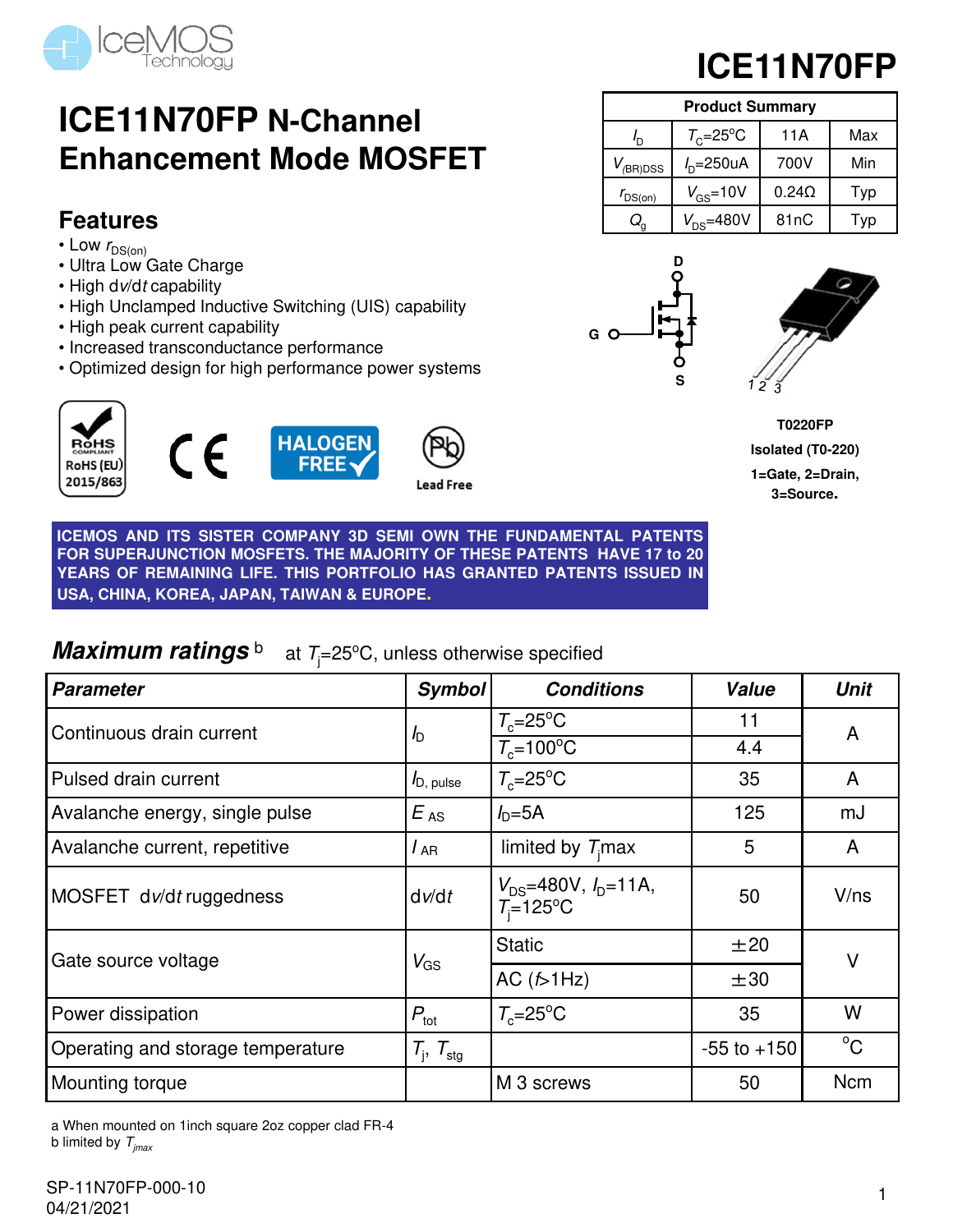# ICE11N70FP

## ICE11N70FP N-Channel Enhancement Mode MOSFET

| Product Summary | | | |
|---|---|---|---|
| $I_D$ | $T_C$=25°C | 11A | Max |
| $V_{(BR)DSS}$ | $I_D$=250uA | 700V | Min |
| $r_{DS(on)}$ | $V_{GS}$=10V | 0.24Ω | Typ |
| $Q_g$ | $V_{DS}$=480V | 81nC | Typ |

### Features

- Low $r_{DS(on)}$
- Ultra Low Gate Charge
- High d*v*/d*t* capability
- High Unclamped Inductive Switching (UIS) capability
- High peak current capability
- Increased transconductance performance
- Optimized design for high performance power systems

RoHS COMPLIANT RoHS (EU) 2015/863 | CE | HALOGEN FREE | Lead Free

T0220FP
Isolated (T0-220)
1=Gate, 2=Drain, 3=Source.

**ICEMOS AND ITS SISTER COMPANY 3D SEMI OWN THE FUNDAMENTAL PATENTS FOR SUPERJUNCTION MOSFETS. THE MAJORITY OF THESE PATENTS HAVE 17 to 20 YEARS OF REMAINING LIFE. THIS PORTFOLIO HAS GRANTED PATENTS ISSUED IN USA, CHINA, KOREA, JAPAN, TAIWAN & EUROPE.**

### *Maximum ratings* [b] at $T_j$=25°C, unless otherwise specified

| *Parameter* | *Symbol* | *Conditions* | *Value* | *Unit* |
|---|---|---|---|---|
| Continuous drain current | $I_D$ | $T_c$=25°C | 11 | A |
| | | $T_c$=100°C | 4.4 | |
| Pulsed drain current | $I_{D, pulse}$ | $T_c$=25°C | 35 | A |
| Avalanche energy, single pulse | $E_{AS}$ | $I_D$=5A | 125 | mJ |
| Avalanche current, repetitive | $I_{AR}$ | limited by $T_j$max | 5 | A |
| MOSFET d*v*/d*t* ruggedness | d*v*/d*t* | $V_{DS}$=480V, $I_D$=11A, $T_j$=125°C | 50 | V/ns |
| Gate source voltage | $V_{GS}$ | Static | ±20 | V |
| | | AC (*f*>1Hz) | ±30 | |
| Power dissipation | $P_{tot}$ | $T_c$=25°C | 35 | W |
| Operating and storage temperature | $T_j$, $T_{stg}$ | | -55 to +150 | °C |
| Mounting torque | | M 3 screws | 50 | Ncm |

a When mounted on 1inch square 2oz copper clad FR-4
b limited by $T_{jmax}$

SP-11N70FP-000-10
04/21/2021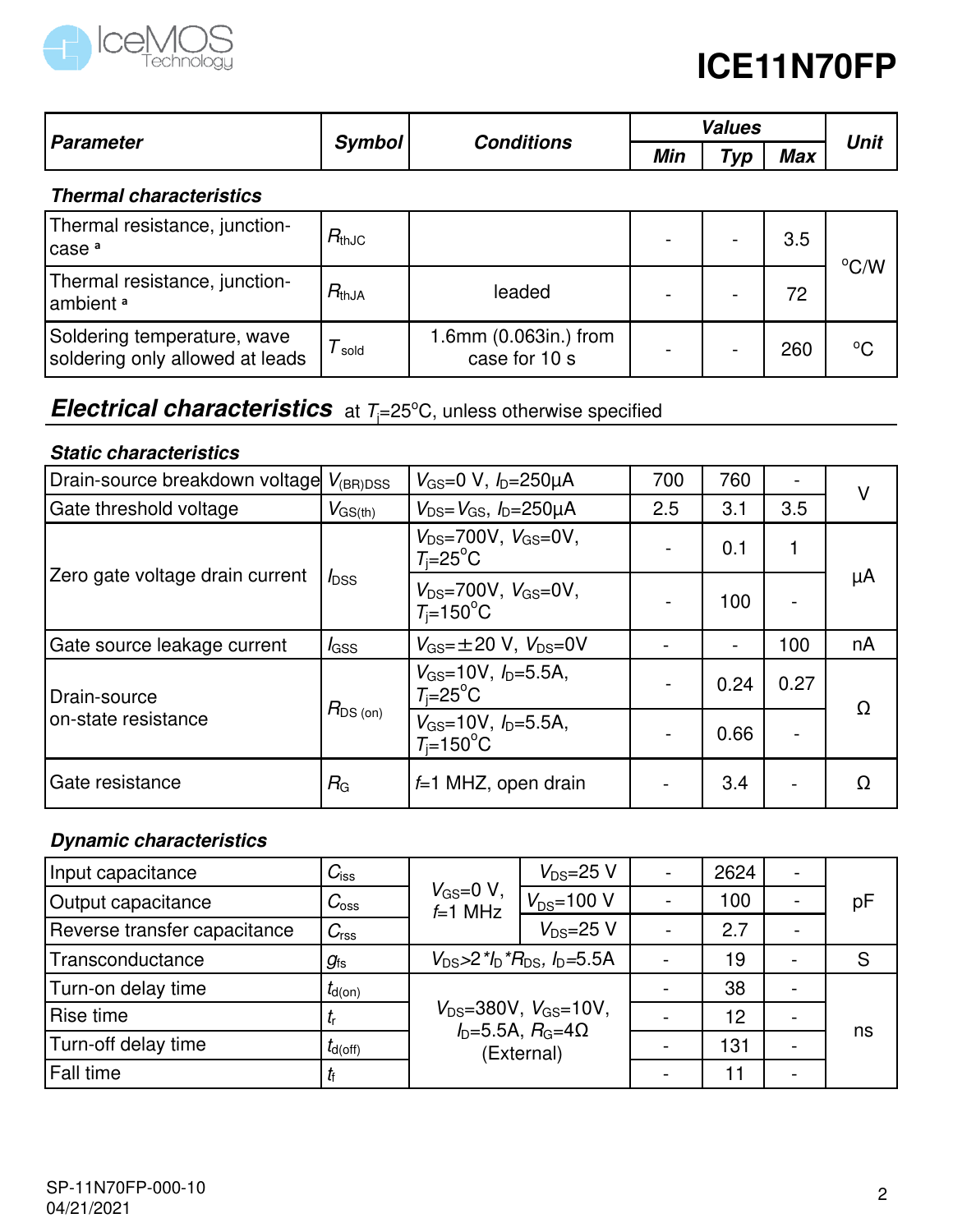| Parameter | Symbol | Conditions | Values | | | Unit |
|---|---|---|---|---|---|---|
| | | | Min | Typ | Max | |
| ***Thermal characteristics*** | | | | | | |
| Thermal resistance, junction-case [a] | $R_{thJC}$ | | - | - | 3.5 | °C/W |
| Thermal resistance, junction-ambient [a] | $R_{thJA}$ | leaded | - | - | 72 | °C/W |
| Soldering temperature, wave soldering only allowed at leads | $T_{sold}$ | 1.6mm (0.063in.) from case for 10 s | - | - | 260 | °C |

## *Electrical characteristics* at $T_j$=25°C, unless otherwise specified

***Static characteristics***

| Parameter | Symbol | Conditions | Min | Typ | Max | Unit |
|---|---|---|---|---|---|---|
| Drain-source breakdown voltage | $V_{(BR)DSS}$ | $V_{GS}$=0 V, $I_D$=250µA | 700 | 760 | - | V |
| Gate threshold voltage | $V_{GS(th)}$ | $V_{DS}$=$V_{GS}$, $I_D$=250µA | 2.5 | 3.1 | 3.5 | V |
| Zero gate voltage drain current | $I_{DSS}$ | $V_{DS}$=700V, $V_{GS}$=0V, $T_j$=25°C | - | 0.1 | 1 | µA |
| | | $V_{DS}$=700V, $V_{GS}$=0V, $T_j$=150°C | - | 100 | - | µA |
| Gate source leakage current | $I_{GSS}$ | $V_{GS}$=±20 V, $V_{DS}$=0V | - | - | 100 | nA |
| Drain-source on-state resistance | $R_{DS\ (on)}$ | $V_{GS}$=10V, $I_D$=5.5A, $T_j$=25°C | - | 0.24 | 0.27 | Ω |
| | | $V_{GS}$=10V, $I_D$=5.5A, $T_j$=150°C | - | 0.66 | - | Ω |
| Gate resistance | $R_G$ | $f$=1 MHZ, open drain | - | 3.4 | - | Ω |

***Dynamic characteristics***

| Parameter | Symbol | Conditions | | Min | Typ | Max | Unit |
|---|---|---|---|---|---|---|---|
| Input capacitance | $C_{iss}$ | $V_{GS}$=0 V, $f$=1 MHz | $V_{DS}$=25 V | - | 2624 | - | pF |
| Output capacitance | $C_{oss}$ | | $V_{DS}$=100 V | - | 100 | - | pF |
| Reverse transfer capacitance | $C_{rss}$ | | $V_{DS}$=25 V | - | 2.7 | - | pF |
| Transconductance | $g_{fs}$ | $V_{DS}$>2\*$I_D$\*$R_{DS}$, $I_D$=5.5A | | - | 19 | - | S |
| Turn-on delay time | $t_{d(on)}$ | $V_{DS}$=380V, $V_{GS}$=10V, $I_D$=5.5A, $R_G$=4Ω (External) | | - | 38 | - | ns |
| Rise time | $t_r$ | | | - | 12 | - | ns |
| Turn-off delay time | $t_{d(off)}$ | | | - | 131 | - | ns |
| Fall time | $t_f$ | | | - | 11 | - | ns |

SP-11N70FP-000-10
04/21/2021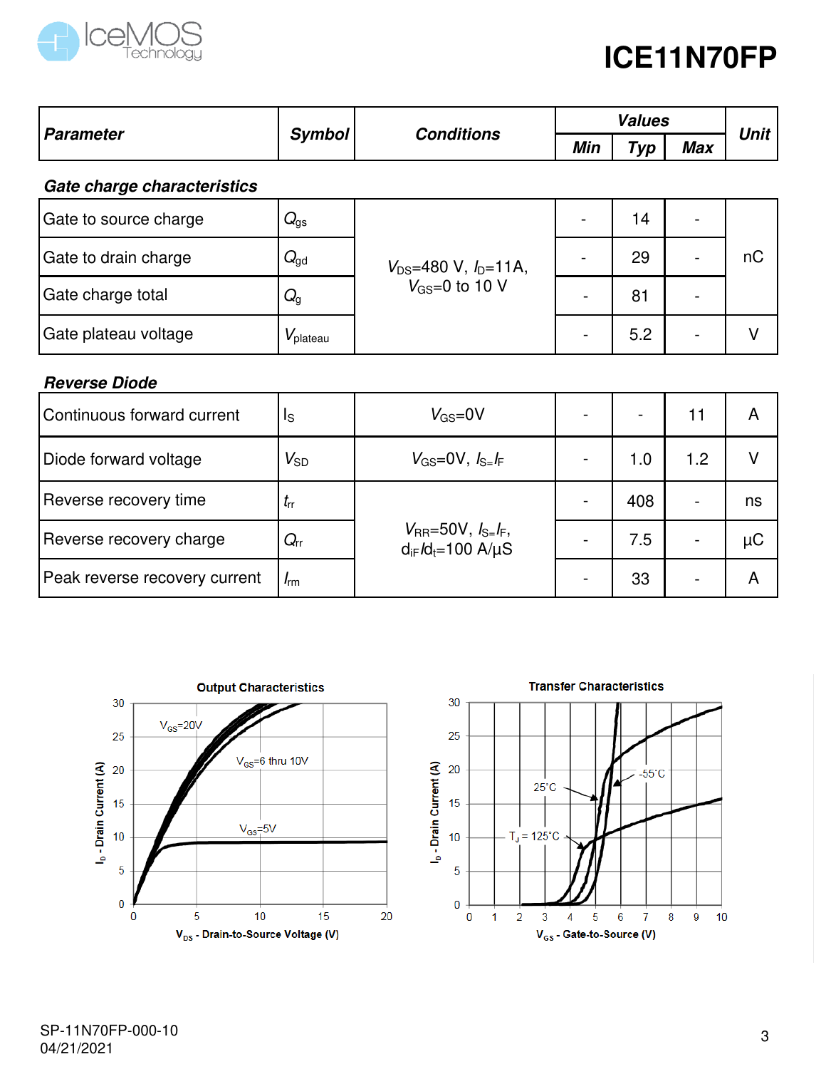| Parameter | Symbol | Conditions | Values | | | Unit |
|---|---|---|---|---|---|---|
| | | | Min | Typ | Max | |
| ***Gate charge characteristics*** | | | | | | |
| Gate to source charge | $Q_{gs}$ | $V_{DS}$=480 V, $I_D$=11A, $V_{GS}$=0 to 10 V | - | 14 | - | nC |
| Gate to drain charge | $Q_{gd}$ | | - | 29 | - | |
| Gate charge total | $Q_g$ | | - | 81 | - | |
| Gate plateau voltage | $V_{plateau}$ | | - | 5.2 | - | V |
| ***Reverse Diode*** | | | | | | |
| Continuous forward current | $I_S$ | $V_{GS}$=0V | - | - | 11 | A |
| Diode forward voltage | $V_{SD}$ | $V_{GS}$=0V, $I_S$=$I_F$ | - | 1.0 | 1.2 | V |
| Reverse recovery time | $t_{rr}$ | $V_{RR}$=50V, $I_S$=$I_F$, $d_{iF}/d_t$=100 A/µS | - | 408 | - | ns |
| Reverse recovery charge | $Q_{rr}$ | | - | 7.5 | - | µC |
| Peak reverse recovery current | $I_{rm}$ | | - | 33 | - | A |

**Output Characteristics**

**Transfer Characteristics**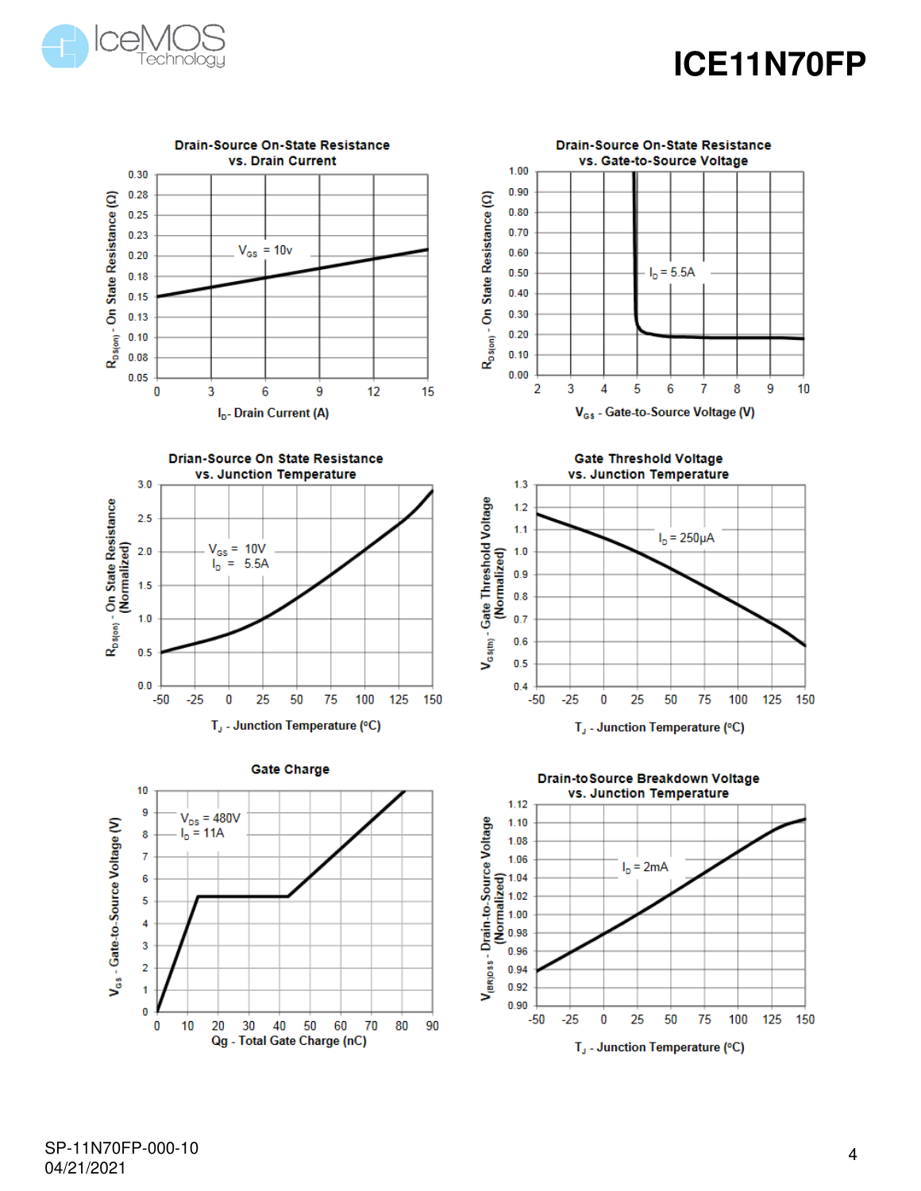**Drain-Source On-State Resistance vs. Drain Current**

$V_{GS}$ = 10v

$R_{DS(on)}$ - On State Resistance (Ω)

$I_D$- Drain Current (A)

**Drain-Source On-State Resistance vs. Gate-to-Source Voltage**

$I_D$ = 5.5A

$R_{DS(on)}$ - On State Resistance (Ω)

$V_{GS}$ - Gate-to-Source Voltage (V)

**Drian-Source On State Resistance vs. Junction Temperature**

$V_{GS}$ = 10V
$I_D$ = 5.5A

$R_{DS(on)}$ - On State Resistance (Normalized)

$T_J$ - Junction Temperature (°C)

**Gate Threshold Voltage vs. Junction Temperature**

$I_D$ = 250μA

$V_{GS(th)}$ - Gate Threshold Voltage (Normalized)

$T_J$ - Junction Temperature (°C)

**Gate Charge**

$V_{DS}$ = 480V
$I_D$ = 11A

$V_{GS}$ - Gate-to-Source Voltage (V)

Qg - Total Gate Charge (nC)

**Drain-toSource Breakdown Voltage vs. Junction Temperature**

$I_D$ = 2mA

$V_{(BR)DSS}$ - Drain-to-Source Voltage (Normalized)

$T_J$ - Junction Temperature (°C)

SP-11N70FP-000-10
04/21/2021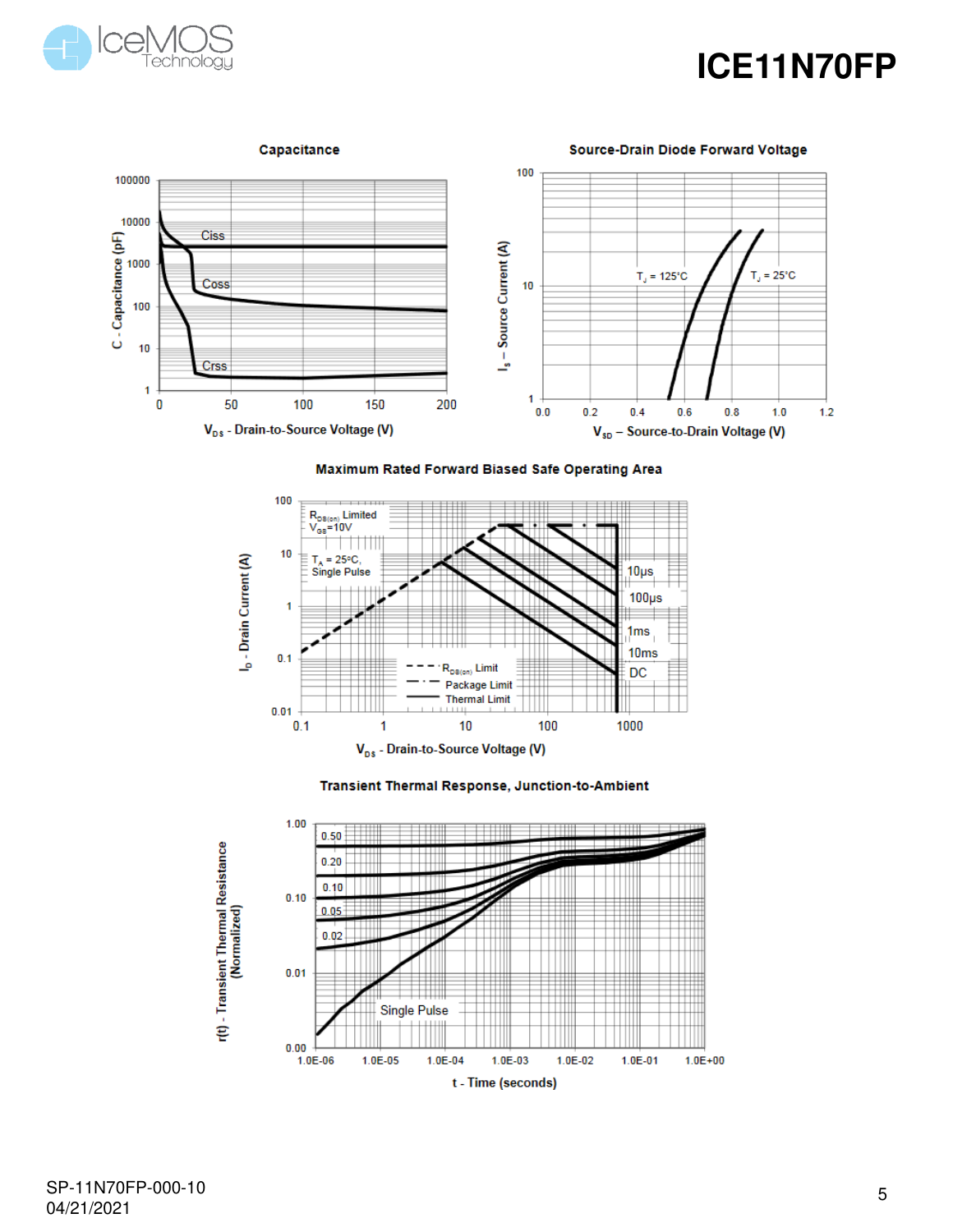### Capacitance

C - Capacitance (pF) vs. $V_{DS}$ - Drain-to-Source Voltage (V)

Ciss, Coss, Crss

### Source-Drain Diode Forward Voltage

$I_S$ – Source Current (A) vs. $V_{SD}$ – Source-to-Drain Voltage (V)

$T_J$ = 125°C, $T_J$ = 25°C

### Maximum Rated Forward Biased Safe Operating Area

$I_D$ - Drain Current (A) vs. $V_{DS}$ - Drain-to-Source Voltage (V)

$R_{DS(on)}$ Limited, $V_{GS}$=10V

$T_A$ = 25°C, Single Pulse

10µs, 100µs, 1ms, 10ms, DC

$R_{DS(on)}$ Limit, Package Limit, Thermal Limit

### Transient Thermal Response, Junction-to-Ambient

r(t) - Transient Thermal Resistance (Normalized) vs. t - Time (seconds)

0.50, 0.20, 0.10, 0.05, 0.02, Single Pulse

SP-11N70FP-000-10
04/21/2021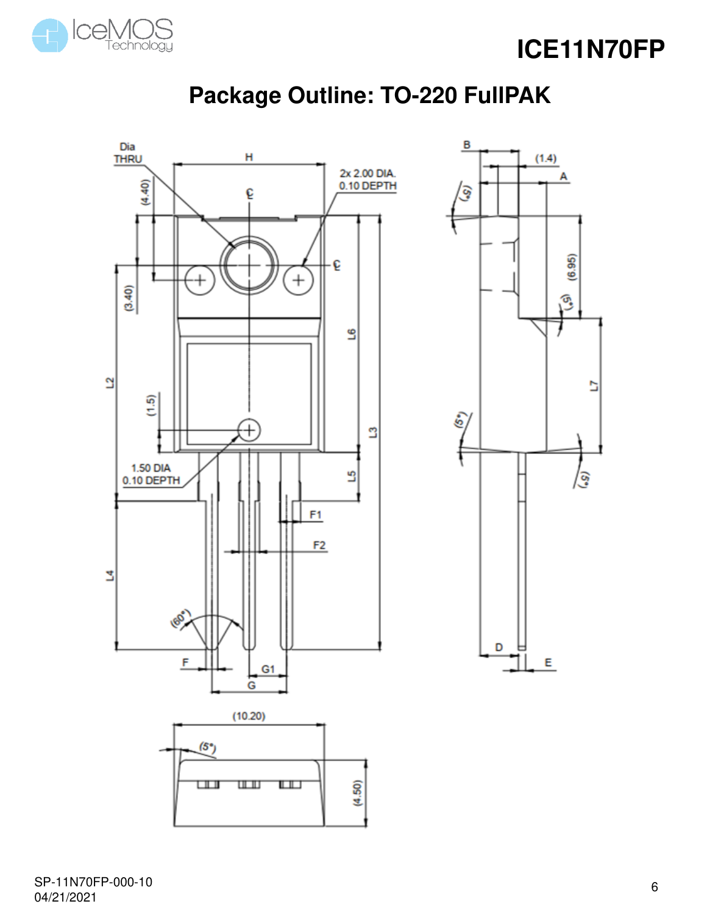## Package Outline: TO-220 FullPAK

Dia THRU

H

2x 2.00 DIA. 0.10 DEPTH

(4.40)

(3.40)

L2

(1.5)

1.50 DIA 0.10 DEPTH

L6

L3

L5

F1

F2

L4

(60°)

F

G1

G

B

(1.4)

A

(5°)

(6.95)

(5°)

L7

(5°)

(5°)

D

E

(10.20)

(5°)

(4.50)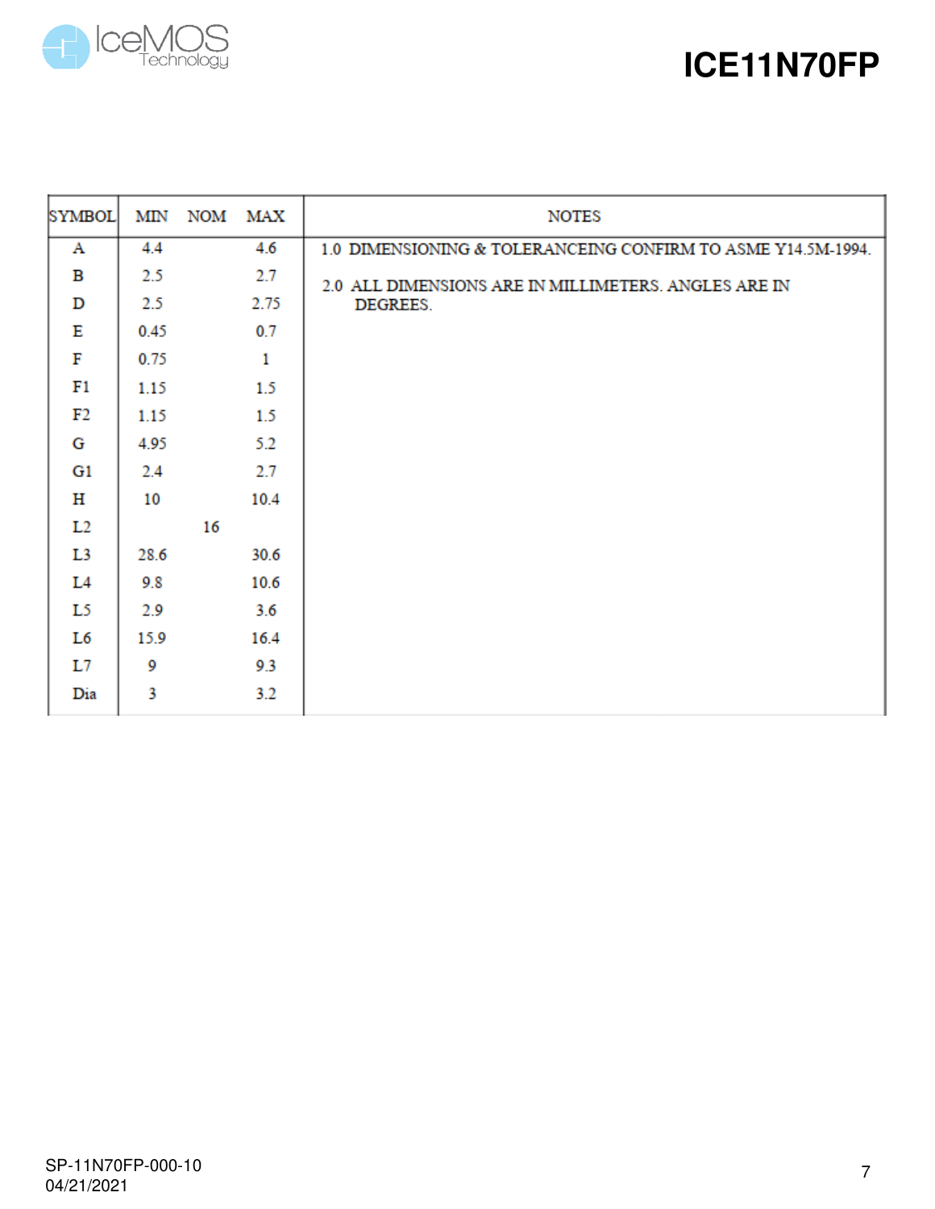| SYMBOL | MIN | NOM | MAX | NOTES |
|---|---|---|---|---|
| A | 4.4 | | 4.6 | 1.0 DIMENSIONING & TOLERANCEING CONFIRM TO ASME Y14.5M-1994. |
| B | 2.5 | | 2.7 | 2.0 ALL DIMENSIONS ARE IN MILLIMETERS. ANGLES ARE IN DEGREES. |
| D | 2.5 | | 2.75 | |
| E | 0.45 | | 0.7 | |
| F | 0.75 | | 1 | |
| F1 | 1.15 | | 1.5 | |
| F2 | 1.15 | | 1.5 | |
| G | 4.95 | | 5.2 | |
| G1 | 2.4 | | 2.7 | |
| H | 10 | | 10.4 | |
| L2 | | 16 | | |
| L3 | 28.6 | | 30.6 | |
| L4 | 9.8 | | 10.6 | |
| L5 | 2.9 | | 3.6 | |
| L6 | 15.9 | | 16.4 | |
| L7 | 9 | | 9.3 | |
| Dia | 3 | | 3.2 | |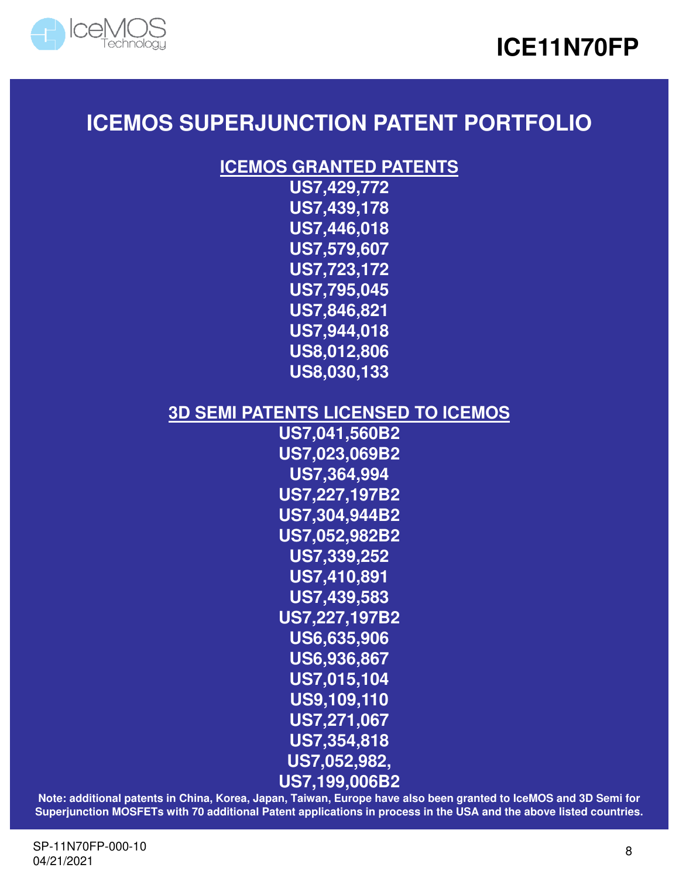# ICEMOS SUPERJUNCTION PATENT PORTFOLIO

## ICEMOS GRANTED PATENTS

**US7,429,772**
**US7,439,178**
**US7,446,018**
**US7,579,607**
**US7,723,172**
**US7,795,045**
**US7,846,821**
**US7,944,018**
**US8,012,806**
**US8,030,133**

## 3D SEMI PATENTS LICENSED TO ICEMOS

**US7,041,560B2**
**US7,023,069B2**
**US7,364,994**
**US7,227,197B2**
**US7,304,944B2**
**US7,052,982B2**
**US7,339,252**
**US7,410,891**
**US7,439,583**
**US7,227,197B2**
**US6,635,906**
**US6,936,867**
**US7,015,104**
**US9,109,110**
**US7,271,067**
**US7,354,818**
**US7,052,982,**
**US7,199,006B2**

**Note: additional patents in China, Korea, Japan, Taiwan, Europe have also been granted to IceMOS and 3D Semi for Superjunction MOSFETs with 70 additional Patent applications in process in the USA and the above listed countries.**

SP-11N70FP-000-10
04/21/2021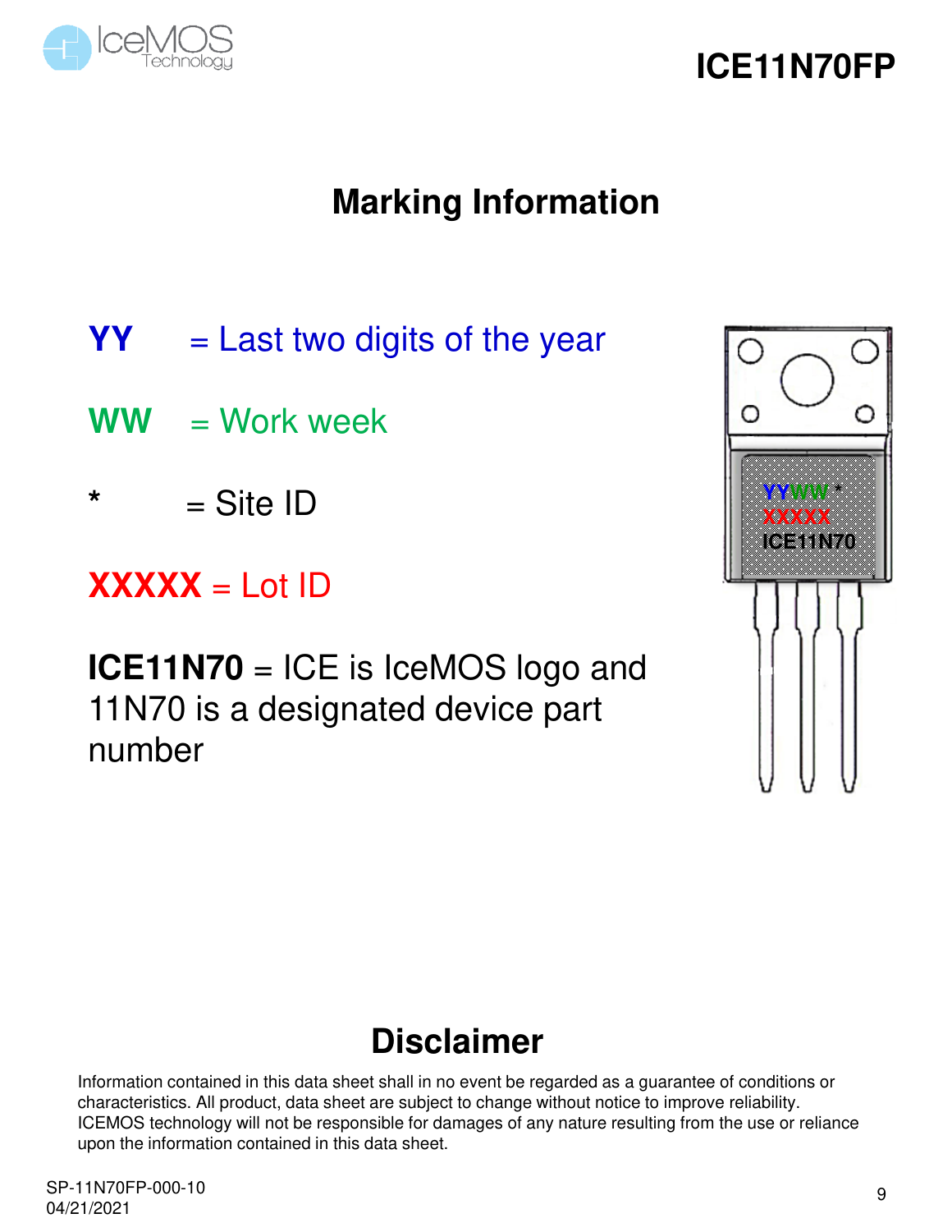## Marking Information

**YY** = Last two digits of the year

**WW** = Work week

**\*** = Site ID

**XXXXX** = Lot ID

**ICE11N70** = ICE is IceMOS logo and 11N70 is a designated device part number

YYWW *
XXXXX
ICE11N70

## Disclaimer

Information contained in this data sheet shall in no event be regarded as a guarantee of conditions or characteristics. All product, data sheet are subject to change without notice to improve reliability. ICEMOS technology will not be responsible for damages of any nature resulting from the use or reliance upon the information contained in this data sheet.

SP-11N70FP-000-10
04/21/2021